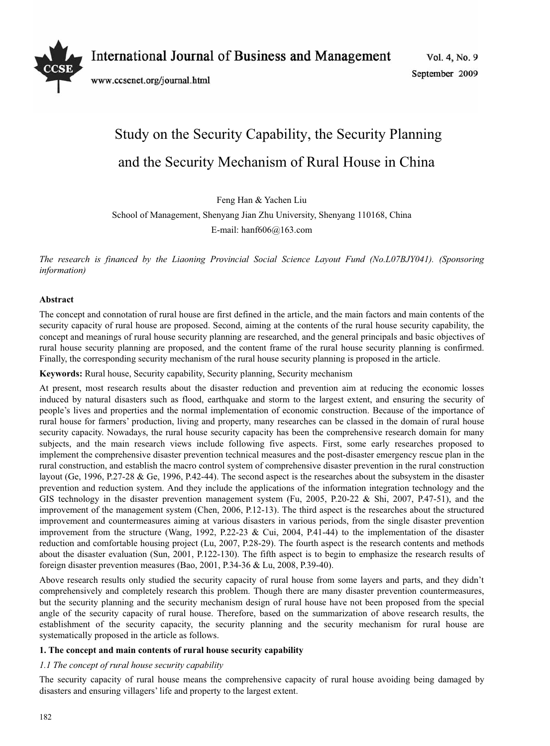# Study on the Security Capability, the Security Planning and the Security Mechanism of Rural House in China

Feng Han & Yachen Liu

School of Management, Shenyang Jian Zhu University, Shenyang 110168, China

E-mail: hanf606@163.com

*The research is financed by the Liaoning Provincial Social Science Layout Fund (No.L07BJY041). (Sponsoring information)*

**Abstract**

The concept and connotation of rural house are first defined in the article, and the main factors and main contents of the security capacity of rural house are proposed. Second, aiming at the contents of the rural house security capability, the concept and meanings of rural house security planning are researched, and the general principals and basic objectives of rural house security planning are proposed, and the content frame of the rural house security planning is confirmed. Finally, the corresponding security mechanism of the rural house security planning is proposed in the article.

**Keywords:** Rural house, Security capability, Security planning, Security mechanism

At present, most research results about the disaster reduction and prevention aim at reducing the economic losses induced by natural disasters such as flood, earthquake and storm to the largest extent, and ensuring the security of people's lives and properties and the normal implementation of economic construction. Because of the importance of rural house for farmers' production, living and property, many researches can be classed in the domain of rural house security capacity. Nowadays, the rural house security capacity has been the comprehensive research domain for many subjects, and the main research views include following five aspects. First, some early researches proposed to implement the comprehensive disaster prevention technical measures and the post-disaster emergency rescue plan in the rural construction, and establish the macro control system of comprehensive disaster prevention in the rural construction layout (Ge, 1996, P.27-28 & Ge, 1996, P.42-44). The second aspect is the researches about the subsystem in the disaster prevention and reduction system. And they include the applications of the information integration technology and the GIS technology in the disaster prevention management system (Fu, 2005, P.20-22 & Shi, 2007, P.47-51), and the improvement of the management system (Chen, 2006, P.12-13). The third aspect is the researches about the structured improvement and countermeasures aiming at various disasters in various periods, from the single disaster prevention improvement from the structure (Wang, 1992, P.22-23 & Cui, 2004, P.41-44) to the implementation of the disaster reduction and comfortable housing project (Lu, 2007, P.28-29). The fourth aspect is the research contents and methods about the disaster evaluation (Sun, 2001, P.122-130). The fifth aspect is to begin to emphasize the research results of foreign disaster prevention measures (Bao, 2001, P.34-36 & Lu, 2008, P.39-40).

Above research results only studied the security capacity of rural house from some layers and parts, and they didn't comprehensively and completely research this problem. Though there are many disaster prevention countermeasures, but the security planning and the security mechanism design of rural house have not been proposed from the special angle of the security capacity of rural house. Therefore, based on the summarization of above research results, the establishment of the security capacity, the security planning and the security mechanism for rural house are systematically proposed in the article as follows.

## 1. The concept and main contents of rural house security capability

### 1.1 The concept of rural house security capability

The security capacity of rural house means the comprehensive capacity of rural house avoiding being damaged by disasters and ensuring villagers' life and property to the largest extent.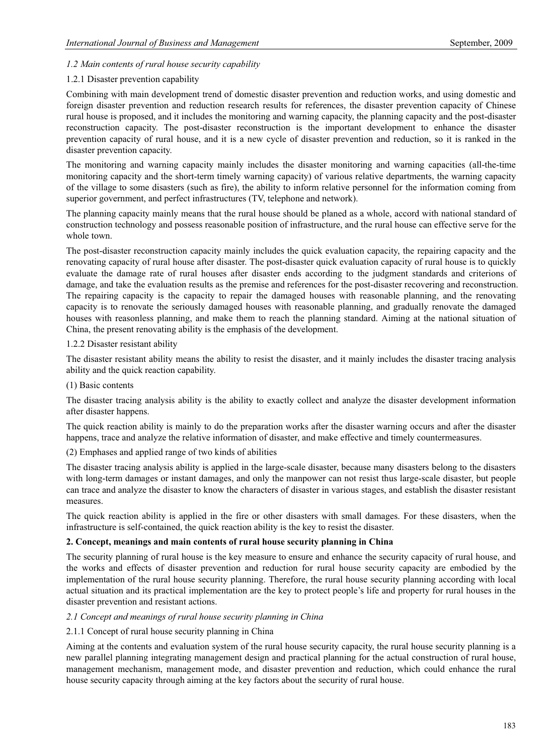### *1.2 Main contents of rural house security capability*

#### 1.2.1 Disaster prevention capability

Combining with main development trend of domestic disaster prevention and reduction works, and using domestic and foreign disaster prevention and reduction research results for references, the disaster prevention capacity of Chinese rural house is proposed, and it includes the monitoring and warning capacity, the planning capacity and the post-disaster reconstruction capacity. The post-disaster reconstruction is the important development to enhance the disaster prevention capacity of rural house, and it is a new cycle of disaster prevention and reduction, so it is ranked in the disaster prevention capacity.

The monitoring and warning capacity mainly includes the disaster monitoring and warning capacities (all-the-time monitoring capacity and the short-term timely warning capacity) of various relative departments, the warning capacity of the village to some disasters (such as fire), the ability to inform relative personnel for the information coming from superior government, and perfect infrastructures (TV, telephone and network).

The planning capacity mainly means that the rural house should be planed as a whole, accord with national standard of construction technology and possess reasonable position of infrastructure, and the rural house can effective serve for the whole town.

The post-disaster reconstruction capacity mainly includes the quick evaluation capacity, the repairing capacity and the renovating capacity of rural house after disaster. The post-disaster quick evaluation capacity of rural house is to quickly evaluate the damage rate of rural houses after disaster ends according to the judgment standards and criterions of damage, and take the evaluation results as the premise and references for the post-disaster recovering and reconstruction. The repairing capacity is the capacity to repair the damaged houses with reasonable planning, and the renovating capacity is to renovate the seriously damaged houses with reasonable planning, and gradually renovate the damaged houses with reasonless planning, and make them to reach the planning standard. Aiming at the national situation of China, the present renovating ability is the emphasis of the development.

#### 1.2.2 Disaster resistant ability

The disaster resistant ability means the ability to resist the disaster, and it mainly includes the disaster tracing analysis ability and the quick reaction capability.

(1) Basic contents

The disaster tracing analysis ability is the ability to exactly collect and analyze the disaster development information after disaster happens.

The quick reaction ability is mainly to do the preparation works after the disaster warning occurs and after the disaster happens, trace and analyze the relative information of disaster, and make effective and timely countermeasures.

(2) Emphases and applied range of two kinds of abilities

The disaster tracing analysis ability is applied in the large-scale disaster, because many disasters belong to the disasters with long-term damages or instant damages, and only the manpower can not resist thus large-scale disaster, but people can trace and analyze the disaster to know the characters of disaster in various stages, and establish the disaster resistant measures.

The quick reaction ability is applied in the fire or other disasters with small damages. For these disasters, when the infrastructure is self-contained, the quick reaction ability is the key to resist the disaster.

## 2. Concept, meanings and main contents of rural house security planning in China

The security planning of rural house is the key measure to ensure and enhance the security capacity of rural house, and the works and effects of disaster prevention and reduction for rural house security capacity are embodied by the implementation of the rural house security planning. Therefore, the rural house security planning according with local actual situation and its practical implementation are the key to protect people's life and property for rural houses in the disaster prevention and resistant actions.

### *2.1 Concept and meanings of rural house security planning in China*

#### 2.1.1 Concept of rural house security planning in China

Aiming at the contents and evaluation system of the rural house security capacity, the rural house security planning is a new parallel planning integrating management design and practical planning for the actual construction of rural house, management mechanism, management mode, and disaster prevention and reduction, which could enhance the rural house security capacity through aiming at the key factors about the security of rural house.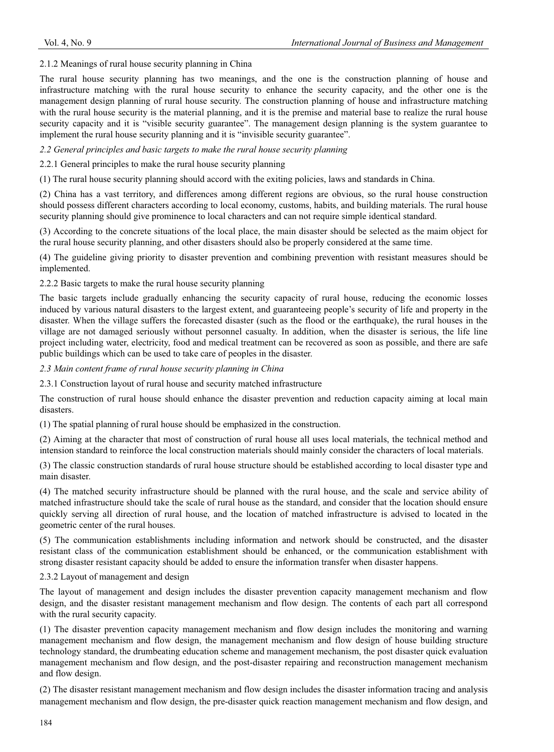#### 2.1.2 Meanings of rural house security planning in China

The rural house security planning has two meanings, and the one is the construction planning of house and infrastructure matching with the rural house security to enhance the security capacity, and the other one is the management design planning of rural house security. The construction planning of house and infrastructure matching with the rural house security is the material planning, and it is the premise and material base to realize the rural house security capacity and it is "visible security guarantee". The management design planning is the system guarantee to implement the rural house security planning and it is "invisible security guarantee".

### *2.2 General principles and basic targets to make the rural house security planning*

#### 2.2.1 General principles to make the rural house security planning

(1) The rural house security planning should accord with the exiting policies, laws and standards in China.

(2) China has a vast territory, and differences among different regions are obvious, so the rural house construction should possess different characters according to local economy, customs, habits, and building materials. The rural house security planning should give prominence to local characters and can not require simple identical standard.

(3) According to the concrete situations of the local place, the main disaster should be selected as the maim object for the rural house security planning, and other disasters should also be properly considered at the same time.

(4) The guideline giving priority to disaster prevention and combining prevention with resistant measures should be implemented.

#### 2.2.2 Basic targets to make the rural house security planning

The basic targets include gradually enhancing the security capacity of rural house, reducing the economic losses induced by various natural disasters to the largest extent, and guaranteeing people's security of life and property in the disaster. When the village suffers the forecasted disaster (such as the flood or the earthquake), the rural houses in the village are not damaged seriously without personnel casualty. In addition, when the disaster is serious, the life line project including water, electricity, food and medical treatment can be recovered as soon as possible, and there are safe public buildings which can be used to take care of peoples in the disaster.

### *2.3 Main content frame of rural house security planning in China*

#### 2.3.1 Construction layout of rural house and security matched infrastructure

The construction of rural house should enhance the disaster prevention and reduction capacity aiming at local main disasters.

(1) The spatial planning of rural house should be emphasized in the construction.

(2) Aiming at the character that most of construction of rural house all uses local materials, the technical method and intension standard to reinforce the local construction materials should mainly consider the characters of local materials.

(3) The classic construction standards of rural house structure should be established according to local disaster type and main disaster.

(4) The matched security infrastructure should be planned with the rural house, and the scale and service ability of matched infrastructure should take the scale of rural house as the standard, and consider that the location should ensure quickly serving all direction of rural house, and the location of matched infrastructure is advised to located in the geometric center of the rural houses.

(5) The communication establishments including information and network should be constructed, and the disaster resistant class of the communication establishment should be enhanced, or the communication establishment with strong disaster resistant capacity should be added to ensure the information transfer when disaster happens.

#### 2.3.2 Layout of management and design

The layout of management and design includes the disaster prevention capacity management mechanism and flow design, and the disaster resistant management mechanism and flow design. The contents of each part all correspond with the rural security capacity.

(1) The disaster prevention capacity management mechanism and flow design includes the monitoring and warning management mechanism and flow design, the management mechanism and flow design of house building structure technology standard, the drumbeating education scheme and management mechanism, the post disaster quick evaluation management mechanism and flow design, and the post-disaster repairing and reconstruction management mechanism and flow design.

(2) The disaster resistant management mechanism and flow design includes the disaster information tracing and analysis management mechanism and flow design, the pre-disaster quick reaction management mechanism and flow design, and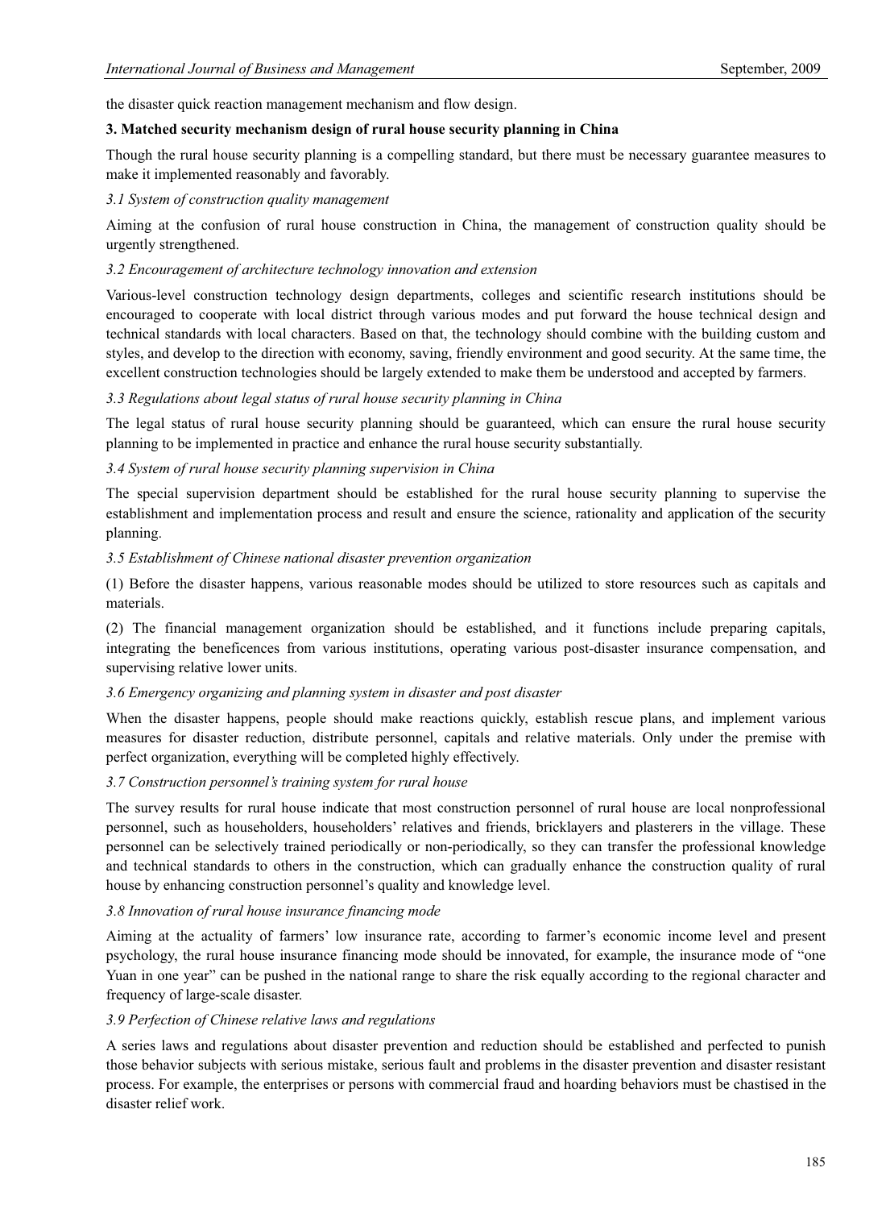the disaster quick reaction management mechanism and flow design.

## 3. Matched security mechanism design of rural house security planning in China

Though the rural house security planning is a compelling standard, but there must be necessary guarantee measures to make it implemented reasonably and favorably.

### *3.1 System of construction quality management*

Aiming at the confusion of rural house construction in China, the management of construction quality should be urgently strengthened.

### *3.2 Encouragement of architecture technology innovation and extension*

Various-level construction technology design departments, colleges and scientific research institutions should be encouraged to cooperate with local district through various modes and put forward the house technical design and technical standards with local characters. Based on that, the technology should combine with the building custom and styles, and develop to the direction with economy, saving, friendly environment and good security. At the same time, the excellent construction technologies should be largely extended to make them be understood and accepted by farmers.

### *3.3 Regulations about legal status of rural house security planning in China*

The legal status of rural house security planning should be guaranteed, which can ensure the rural house security planning to be implemented in practice and enhance the rural house security substantially.

### *3.4 System of rural house security planning supervision in China*

The special supervision department should be established for the rural house security planning to supervise the establishment and implementation process and result and ensure the science, rationality and application of the security planning.

### *3.5 Establishment of Chinese national disaster prevention organization*

(1) Before the disaster happens, various reasonable modes should be utilized to store resources such as capitals and materials.

(2) The financial management organization should be established, and it functions include preparing capitals, integrating the beneficences from various institutions, operating various post-disaster insurance compensation, and supervising relative lower units.

### *3.6 Emergency organizing and planning system in disaster and post disaster*

When the disaster happens, people should make reactions quickly, establish rescue plans, and implement various measures for disaster reduction, distribute personnel, capitals and relative materials. Only under the premise with perfect organization, everything will be completed highly effectively.

### *3.7 Construction personnel's training system for rural house*

The survey results for rural house indicate that most construction personnel of rural house are local nonprofessional personnel, such as householders, householders' relatives and friends, bricklayers and plasterers in the village. These personnel can be selectively trained periodically or non-periodically, so they can transfer the professional knowledge and technical standards to others in the construction, which can gradually enhance the construction quality of rural house by enhancing construction personnel's quality and knowledge level.

### *3.8 Innovation of rural house insurance financing mode*

Aiming at the actuality of farmers' low insurance rate, according to farmer's economic income level and present psychology, the rural house insurance financing mode should be innovated, for example, the insurance mode of "one Yuan in one year" can be pushed in the national range to share the risk equally according to the regional character and frequency of large-scale disaster.

### *3.9 Perfection of Chinese relative laws and regulations*

A series laws and regulations about disaster prevention and reduction should be established and perfected to punish those behavior subjects with serious mistake, serious fault and problems in the disaster prevention and disaster resistant process. For example, the enterprises or persons with commercial fraud and hoarding behaviors must be chastised in the disaster relief work.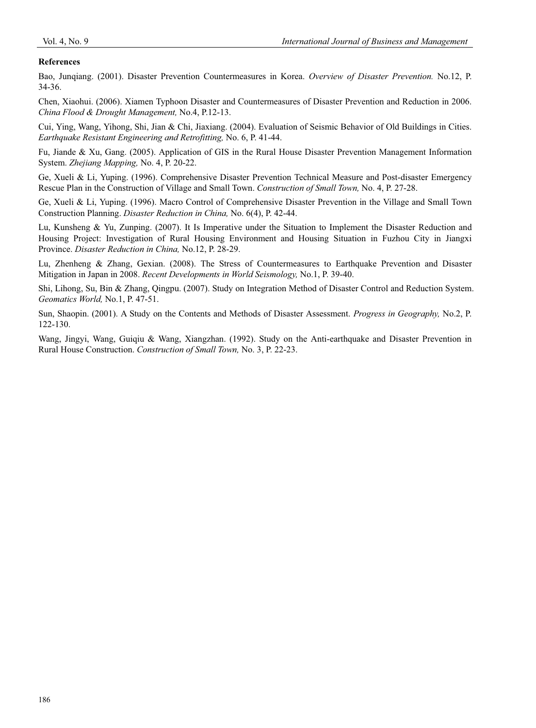**References**

Bao, Junqiang. (2001). Disaster Prevention Countermeasures in Korea. *Overview of Disaster Prevention.* No.12, P. 34-36.

Chen, Xiaohui. (2006). Xiamen Typhoon Disaster and Countermeasures of Disaster Prevention and Reduction in 2006. *China Flood & Drought Management,* No.4, P.12-13.

Cui, Ying, Wang, Yihong, Shi, Jian & Chi, Jiaxiang. (2004). Evaluation of Seismic Behavior of Old Buildings in Cities. *Earthquake Resistant Engineering and Retrofitting,* No. 6, P. 41-44.

Fu, Jiande & Xu, Gang. (2005). Application of GIS in the Rural House Disaster Prevention Management Information System. *Zhejiang Mapping,* No. 4, P. 20-22.

Ge, Xueli & Li, Yuping. (1996). Comprehensive Disaster Prevention Technical Measure and Post-disaster Emergency Rescue Plan in the Construction of Village and Small Town. *Construction of Small Town,* No. 4, P. 27-28.

Ge, Xueli & Li, Yuping. (1996). Macro Control of Comprehensive Disaster Prevention in the Village and Small Town Construction Planning. *Disaster Reduction in China,* No. 6(4), P. 42-44.

Lu, Kunsheng & Yu, Zunping. (2007). It Is Imperative under the Situation to Implement the Disaster Reduction and Housing Project: Investigation of Rural Housing Environment and Housing Situation in Fuzhou City in Jiangxi Province. *Disaster Reduction in China,* No.12, P. 28-29.

Lu, Zhenheng & Zhang, Gexian. (2008). The Stress of Countermeasures to Earthquake Prevention and Disaster Mitigation in Japan in 2008. *Recent Developments in World Seismology,* No.1, P. 39-40.

Shi, Lihong, Su, Bin & Zhang, Qingpu. (2007). Study on Integration Method of Disaster Control and Reduction System. *Geomatics World,* No.1, P. 47-51.

Sun, Shaopin. (2001). A Study on the Contents and Methods of Disaster Assessment. *Progress in Geography,* No.2, P. 122-130.

Wang, Jingyi, Wang, Guiqiu & Wang, Xiangzhan. (1992). Study on the Anti-earthquake and Disaster Prevention in Rural House Construction. *Construction of Small Town,* No. 3, P. 22-23.